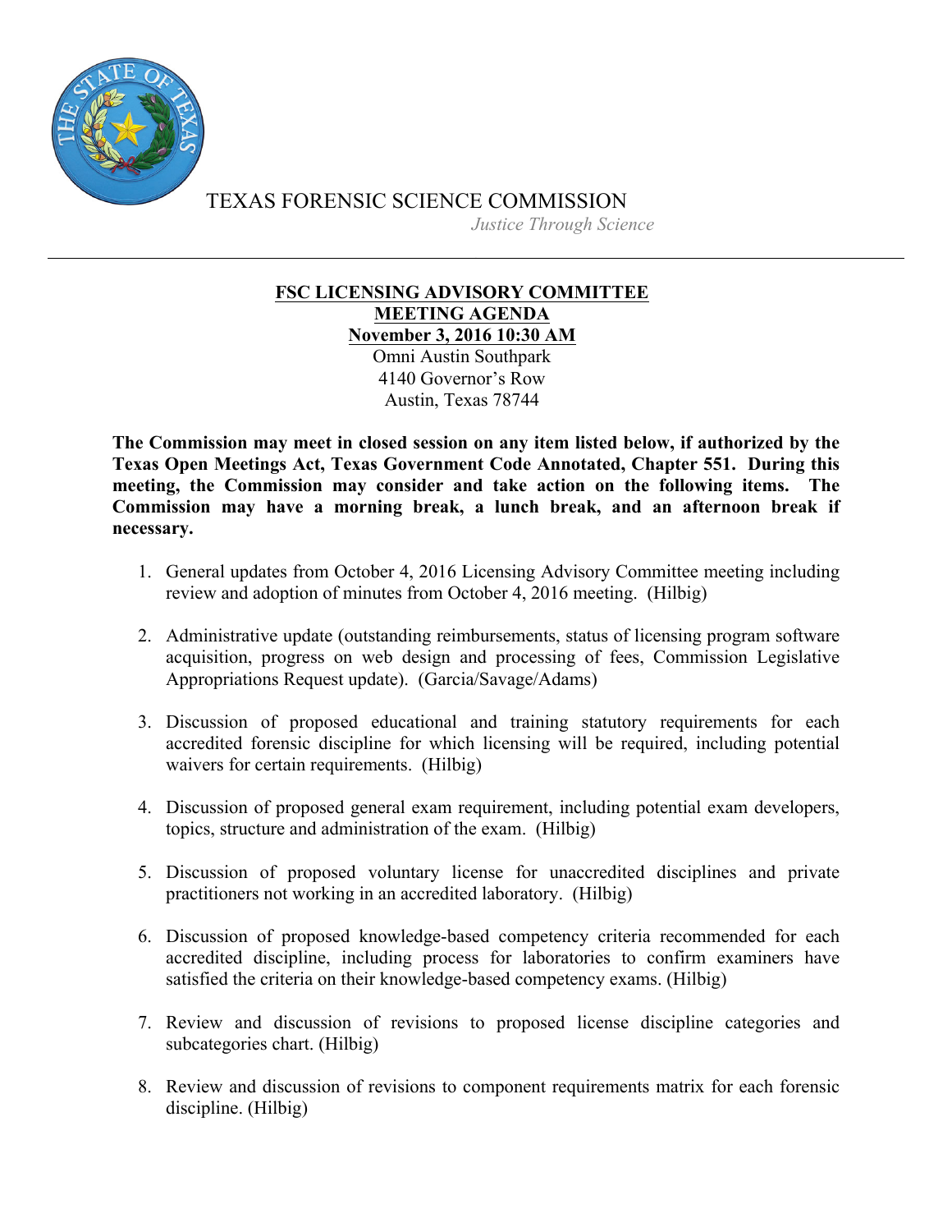TEXAS FORENSIC SCIENCE COMMISSION

*Justice Through Science*

---

**FSC LICENSING ADVISORY COMMITTEE**
**MEETING AGENDA**
**November 3, 2016 10:30 AM**
Omni Austin Southpark
4140 Governor's Row
Austin, Texas 78744

**The Commission may meet in closed session on any item listed below, if authorized by the Texas Open Meetings Act, Texas Government Code Annotated, Chapter 551. During this meeting, the Commission may consider and take action on the following items. The Commission may have a morning break, a lunch break, and an afternoon break if necessary.**

1. General updates from October 4, 2016 Licensing Advisory Committee meeting including review and adoption of minutes from October 4, 2016 meeting. (Hilbig)

2. Administrative update (outstanding reimbursements, status of licensing program software acquisition, progress on web design and processing of fees, Commission Legislative Appropriations Request update). (Garcia/Savage/Adams)

3. Discussion of proposed educational and training statutory requirements for each accredited forensic discipline for which licensing will be required, including potential waivers for certain requirements. (Hilbig)

4. Discussion of proposed general exam requirement, including potential exam developers, topics, structure and administration of the exam. (Hilbig)

5. Discussion of proposed voluntary license for unaccredited disciplines and private practitioners not working in an accredited laboratory. (Hilbig)

6. Discussion of proposed knowledge-based competency criteria recommended for each accredited discipline, including process for laboratories to confirm examiners have satisfied the criteria on their knowledge-based competency exams. (Hilbig)

7. Review and discussion of revisions to proposed license discipline categories and subcategories chart. (Hilbig)

8. Review and discussion of revisions to component requirements matrix for each forensic discipline. (Hilbig)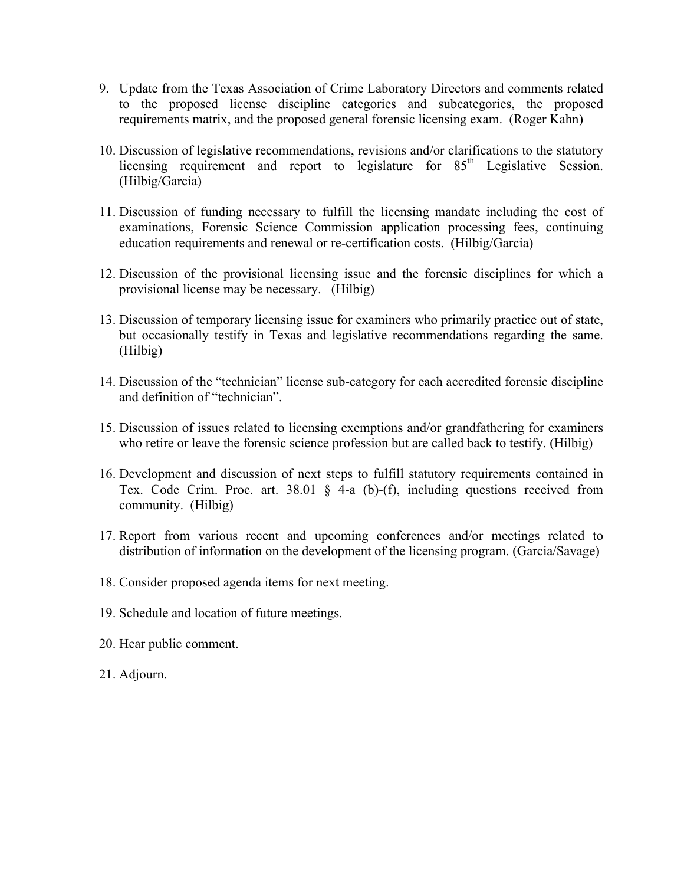9. Update from the Texas Association of Crime Laboratory Directors and comments related to the proposed license discipline categories and subcategories, the proposed requirements matrix, and the proposed general forensic licensing exam. (Roger Kahn)

10. Discussion of legislative recommendations, revisions and/or clarifications to the statutory licensing requirement and report to legislature for 85th Legislative Session. (Hilbig/Garcia)

11. Discussion of funding necessary to fulfill the licensing mandate including the cost of examinations, Forensic Science Commission application processing fees, continuing education requirements and renewal or re-certification costs. (Hilbig/Garcia)

12. Discussion of the provisional licensing issue and the forensic disciplines for which a provisional license may be necessary. (Hilbig)

13. Discussion of temporary licensing issue for examiners who primarily practice out of state, but occasionally testify in Texas and legislative recommendations regarding the same. (Hilbig)

14. Discussion of the "technician" license sub-category for each accredited forensic discipline and definition of "technician".

15. Discussion of issues related to licensing exemptions and/or grandfathering for examiners who retire or leave the forensic science profession but are called back to testify. (Hilbig)

16. Development and discussion of next steps to fulfill statutory requirements contained in Tex. Code Crim. Proc. art. 38.01 § 4-a (b)-(f), including questions received from community. (Hilbig)

17. Report from various recent and upcoming conferences and/or meetings related to distribution of information on the development of the licensing program. (Garcia/Savage)

18. Consider proposed agenda items for next meeting.

19. Schedule and location of future meetings.

20. Hear public comment.

21. Adjourn.